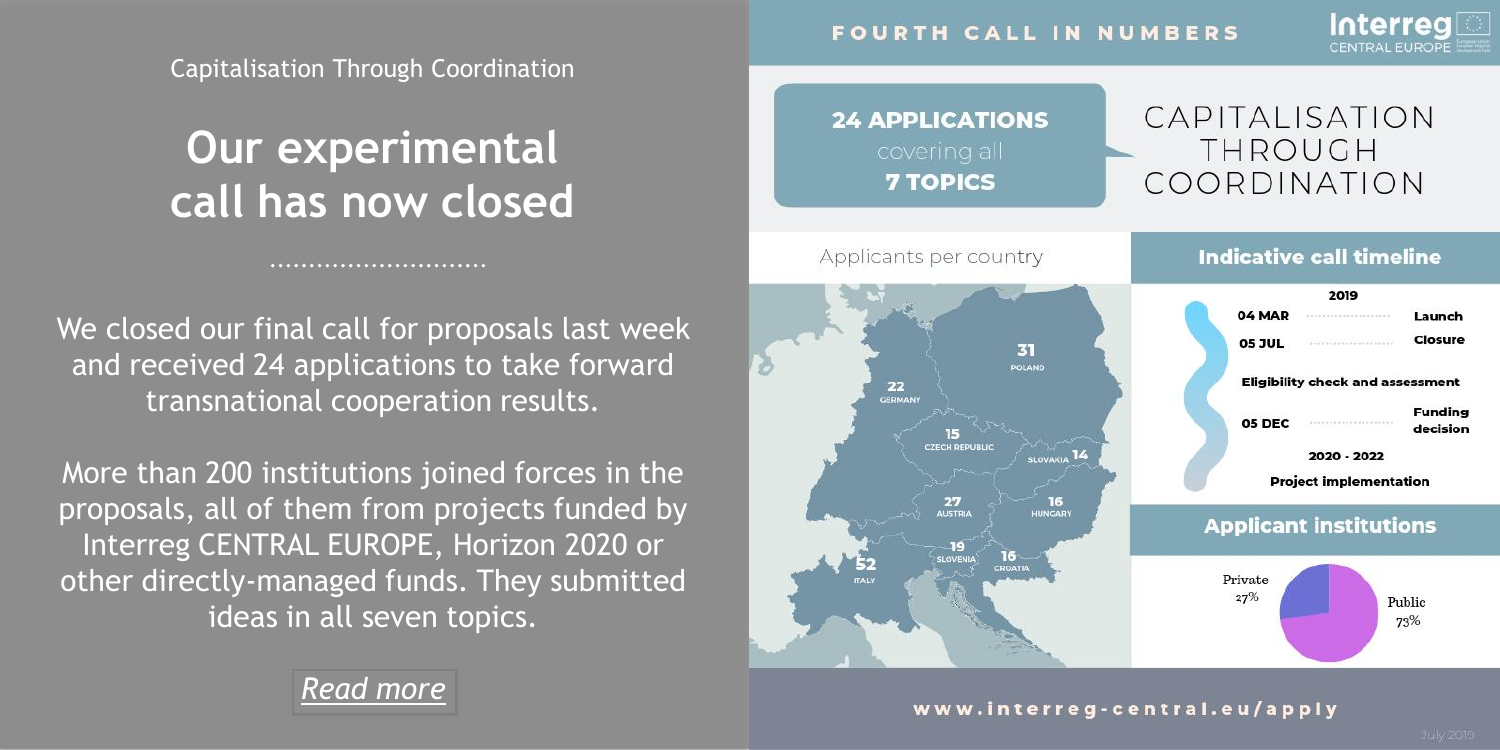Capitalisation Through Coordination

# Our experimental call has now closed

We closed our final call for proposals last week and received 24 applications to take forward transnational cooperation results.

More than 200 institutions joined forces in the proposals, all of them from projects funded by Interreg CENTRAL EUROPE, Horizon 2020 or other directly-managed funds. They submitted ideas in all seven topics.

*Read more*

## FOURTH CALL IN NUMBERS

Interreg CENTRAL EUROPE

**24 APPLICATIONS** covering all **7 TOPICS**

CAPITALISATION THROUGH COORDINATION

### Applicants per country

| Country | Applicants |
| --- | --- |
| Poland | 31 |
| Germany | 22 |
| Czech Republic | 15 |
| Slovakia | 14 |
| Austria | 27 |
| Hungary | 16 |
| Slovenia | 19 |
| Croatia | 16 |
| Italy | 52 |

### Indicative call timeline

2019

- 04 MAR — Launch
- 05 JUL — Closure
- Eligibility check and assessment
- 05 DEC — Funding decision
- 2020 - 2022 — Project implementation

### Applicant institutions

- Private 27%
- Public 73%

www.interreg-central.eu/apply

July 2019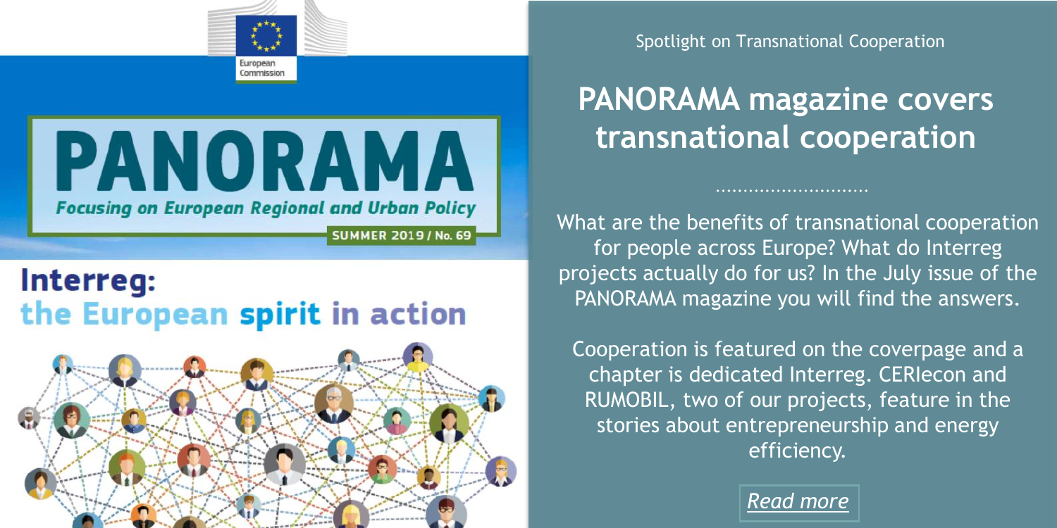Spotlight on Transnational Cooperation

# PANORAMA magazine covers transnational cooperation

What are the benefits of transnational cooperation for people across Europe? What do Interreg projects actually do for us? In the July issue of the PANORAMA magazine you will find the answers.

Cooperation is featured on the coverpage and a chapter is dedicated Interreg. CERIecon and RUMOBIL, two of our projects, feature in the stories about entrepreneurship and energy efficiency.

*Read more*

European Commission

PANORAMA
**Focusing on European Regional and Urban Policy**
SUMMER 2019 / No. 69

**Interreg: the European spirit in action**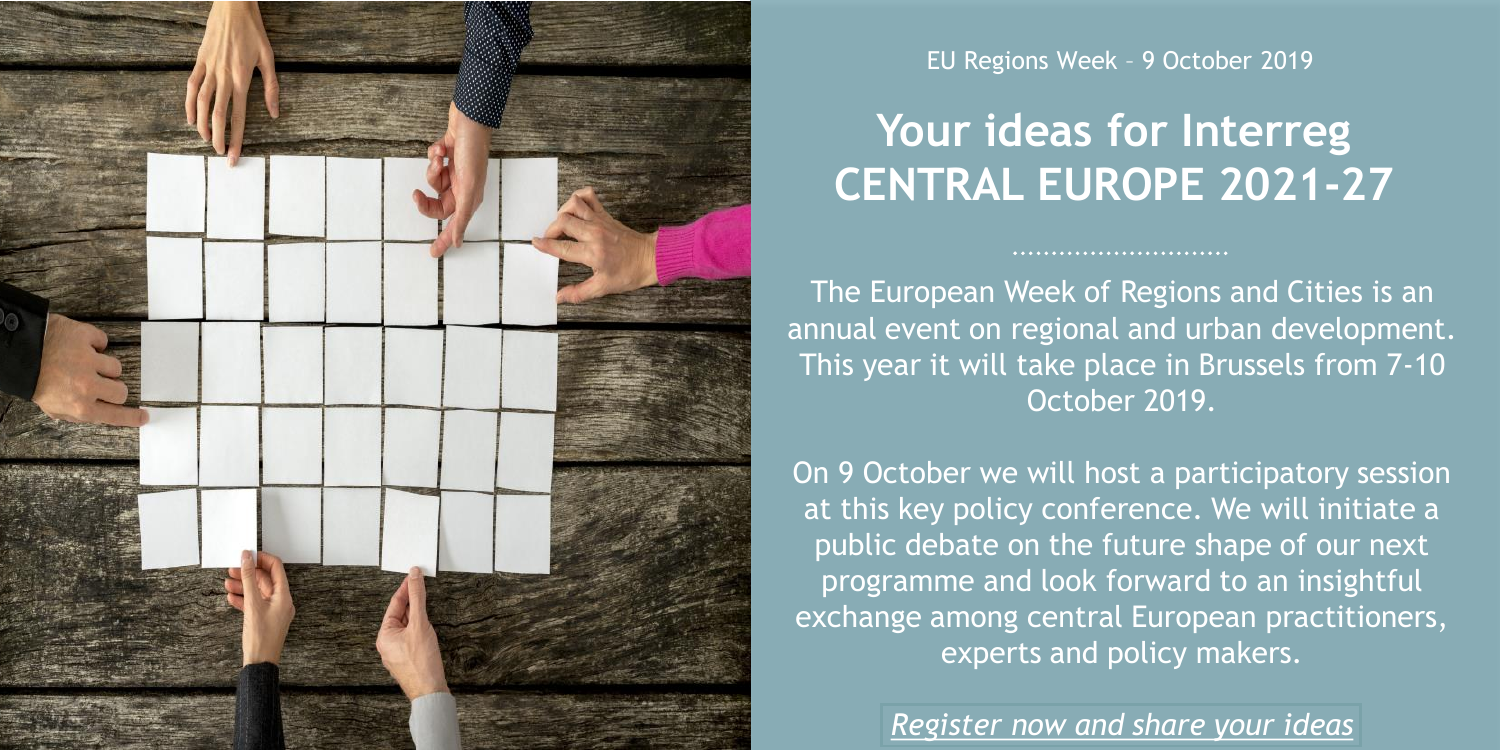EU Regions Week – 9 October 2019

# Your ideas for Interreg CENTRAL EUROPE 2021-27

The European Week of Regions and Cities is an annual event on regional and urban development. This year it will take place in Brussels from 7-10 October 2019.

On 9 October we will host a participatory session at this key policy conference. We will initiate a public debate on the future shape of our next programme and look forward to an insightful exchange among central European practitioners, experts and policy makers.

*Register now and share your ideas*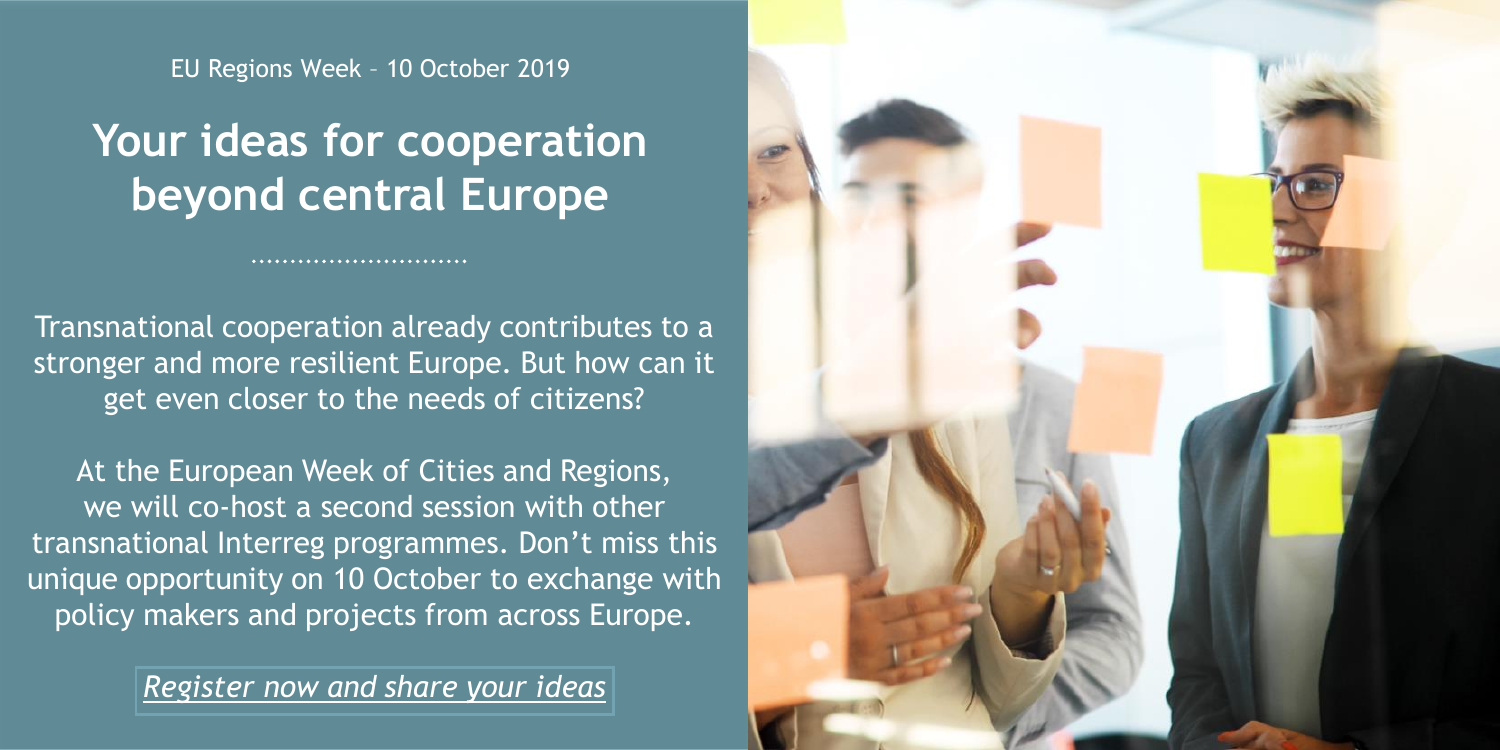EU Regions Week – 10 October 2019

# Your ideas for cooperation beyond central Europe

Transnational cooperation already contributes to a stronger and more resilient Europe. But how can it get even closer to the needs of citizens?

At the European Week of Cities and Regions, we will co-host a second session with other transnational Interreg programmes. Don't miss this unique opportunity on 10 October to exchange with policy makers and projects from across Europe.

*Register now and share your ideas*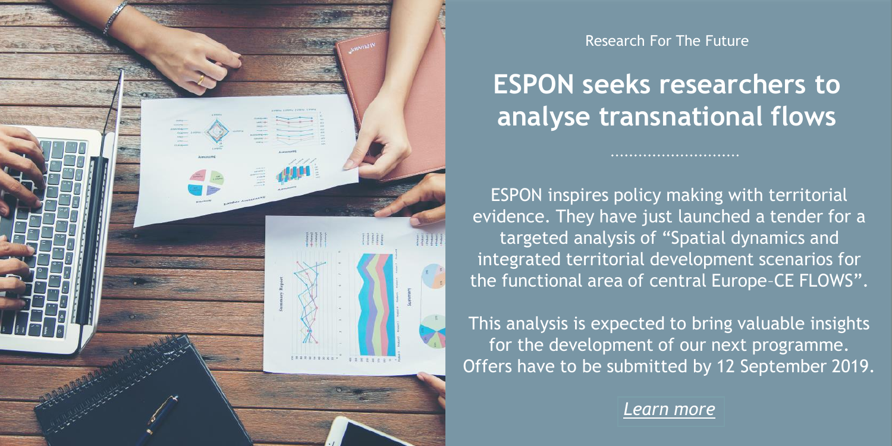Research For The Future

## ESPON seeks researchers to analyse transnational flows

ESPON inspires policy making with territorial evidence. They have just launched a tender for a targeted analysis of "Spatial dynamics and integrated territorial development scenarios for the functional area of central Europe–CE FLOWS".

This analysis is expected to bring valuable insights for the development of our next programme. Offers have to be submitted by 12 September 2019.

*Learn more*